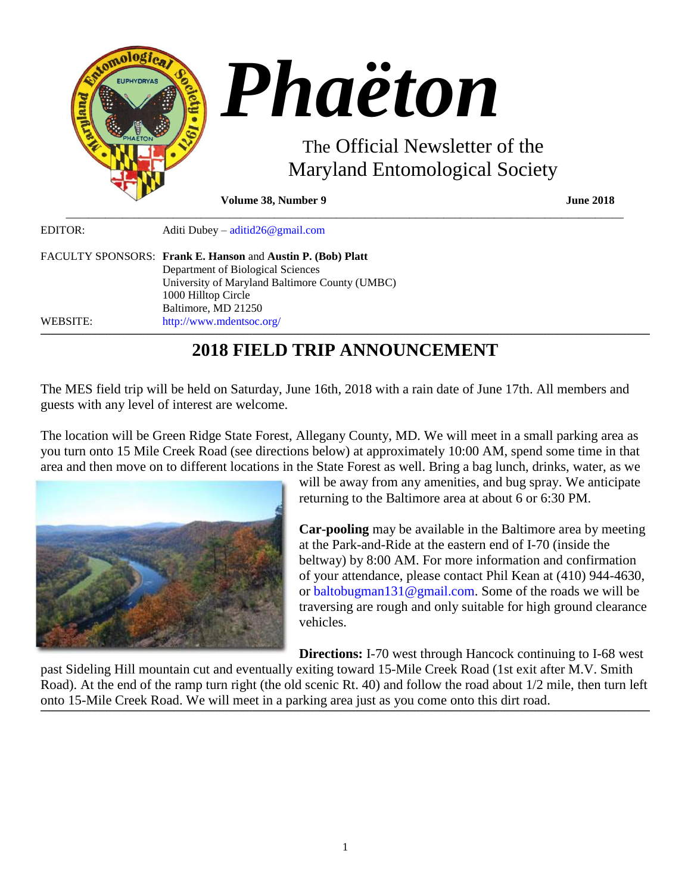# *Phaëton*

The Official Newsletter of the Maryland Entomological Society

**Volume 38, Number 9** **June 2018**

EDITOR: Aditi Dubey – aditid26@gmail.com

FACULTY SPONSORS: **Frank E. Hanson** and **Austin P. (Bob) Platt**
Department of Biological Sciences
University of Maryland Baltimore County (UMBC)
1000 Hilltop Circle
Baltimore, MD 21250

WEBSITE: http://www.mdentsoc.org/

## 2018 FIELD TRIP ANNOUNCEMENT

The MES field trip will be held on Saturday, June 16th, 2018 with a rain date of June 17th. All members and guests with any level of interest are welcome.

The location will be Green Ridge State Forest, Allegany County, MD. We will meet in a small parking area as you turn onto 15 Mile Creek Road (see directions below) at approximately 10:00 AM, spend some time in that area and then move on to different locations in the State Forest as well. Bring a bag lunch, drinks, water, as we will be away from any amenities, and bug spray. We anticipate returning to the Baltimore area at about 6 or 6:30 PM.

**Car-pooling** may be available in the Baltimore area by meeting at the Park-and-Ride at the eastern end of I-70 (inside the beltway) by 8:00 AM. For more information and confirmation of your attendance, please contact Phil Kean at (410) 944-4630, or baltobugman131@gmail.com. Some of the roads we will be traversing are rough and only suitable for high ground clearance vehicles.

**Directions:** I-70 west through Hancock continuing to I-68 west past Sideling Hill mountain cut and eventually exiting toward 15-Mile Creek Road (1st exit after M.V. Smith Road). At the end of the ramp turn right (the old scenic Rt. 40) and follow the road about 1/2 mile, then turn left onto 15-Mile Creek Road. We will meet in a parking area just as you come onto this dirt road.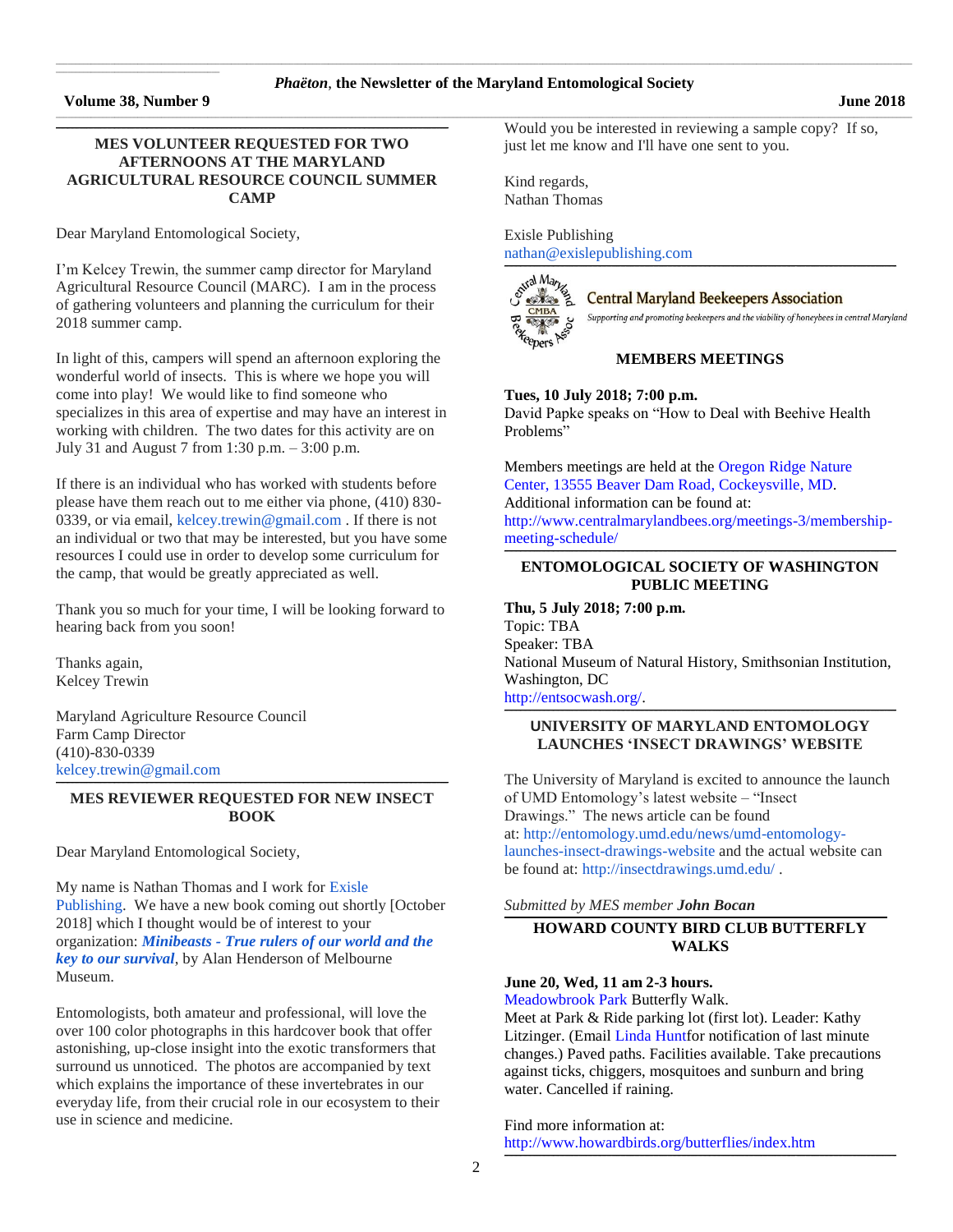## MES VOLUNTEER REQUESTED FOR TWO AFTERNOONS AT THE MARYLAND AGRICULTURAL RESOURCE COUNCIL SUMMER CAMP

Dear Maryland Entomological Society,

I'm Kelcey Trewin, the summer camp director for Maryland Agricultural Resource Council (MARC). I am in the process of gathering volunteers and planning the curriculum for their 2018 summer camp.

In light of this, campers will spend an afternoon exploring the wonderful world of insects. This is where we hope you will come into play! We would like to find someone who specializes in this area of expertise and may have an interest in working with children. The two dates for this activity are on July 31 and August 7 from 1:30 p.m. – 3:00 p.m.

If there is an individual who has worked with students before please have them reach out to me either via phone, (410) 830-0339, or via email, kelcey.trewin@gmail.com . If there is not an individual or two that may be interested, but you have some resources I could use in order to develop some curriculum for the camp, that would be greatly appreciated as well.

Thank you so much for your time, I will be looking forward to hearing back from you soon!

Thanks again,
Kelcey Trewin

Maryland Agriculture Resource Council
Farm Camp Director
(410)-830-0339
kelcey.trewin@gmail.com

## MES REVIEWER REQUESTED FOR NEW INSECT BOOK

Dear Maryland Entomological Society,

My name is Nathan Thomas and I work for Exisle Publishing. We have a new book coming out shortly [October 2018] which I thought would be of interest to your organization: ***Minibeasts - True rulers of our world and the key to our survival***, by Alan Henderson of Melbourne Museum.

Entomologists, both amateur and professional, will love the over 100 color photographs in this hardcover book that offer astonishing, up-close insight into the exotic transformers that surround us unnoticed. The photos are accompanied by text which explains the importance of these invertebrates in our everyday life, from their crucial role in our ecosystem to their use in science and medicine.

Would you be interested in reviewing a sample copy? If so, just let me know and I'll have one sent to you.

Kind regards,
Nathan Thomas

Exisle Publishing
nathan@exislepublishing.com

Central Maryland Beekeepers Association

*Supporting and promoting beekeepers and the viability of honeybees in central Maryland*

## MEMBERS MEETINGS

**Tues, 10 July 2018; 7:00 p.m.**
David Papke speaks on "How to Deal with Beehive Health Problems"

Members meetings are held at the Oregon Ridge Nature Center, 13555 Beaver Dam Road, Cockeysville, MD. Additional information can be found at: http://www.centralmarylandbees.org/meetings-3/membership-meeting-schedule/

## ENTOMOLOGICAL SOCIETY OF WASHINGTON PUBLIC MEETING

**Thu, 5 July 2018; 7:00 p.m.**
Topic: TBA
Speaker: TBA
National Museum of Natural History, Smithsonian Institution, Washington, DC
http://entsocwash.org/.

## UNIVERSITY OF MARYLAND ENTOMOLOGY LAUNCHES 'INSECT DRAWINGS' WEBSITE

The University of Maryland is excited to announce the launch of UMD Entomology's latest website – "Insect Drawings." The news article can be found at: http://entomology.umd.edu/news/umd-entomology-launches-insect-drawings-website and the actual website can be found at: http://insectdrawings.umd.edu/ .

*Submitted by MES member **John Bocan***

## HOWARD COUNTY BIRD CLUB BUTTERFLY WALKS

**June 20, Wed, 11 am 2-3 hours.**
Meadowbrook Park Butterfly Walk.
Meet at Park & Ride parking lot (first lot). Leader: Kathy Litzinger. (Email Linda Huntfor notification of last minute changes.) Paved paths. Facilities available. Take precautions against ticks, chiggers, mosquitoes and sunburn and bring water. Cancelled if raining.

Find more information at:
http://www.howardbirds.org/butterflies/index.htm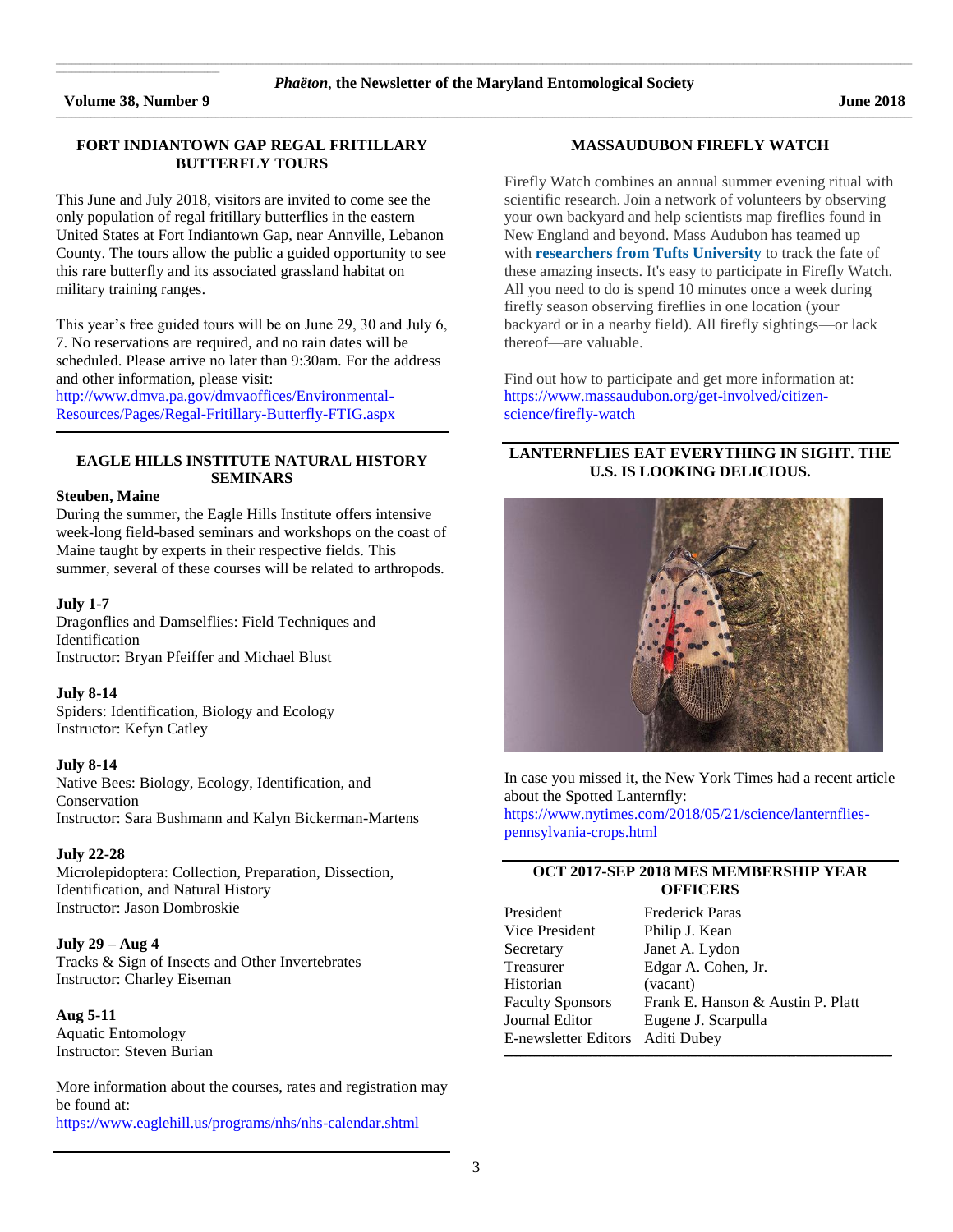## FORT INDIANTOWN GAP REGAL FRITILLARY BUTTERFLY TOURS

This June and July 2018, visitors are invited to come see the only population of regal fritillary butterflies in the eastern United States at Fort Indiantown Gap, near Annville, Lebanon County. The tours allow the public a guided opportunity to see this rare butterfly and its associated grassland habitat on military training ranges.

This year's free guided tours will be on June 29, 30 and July 6, 7. No reservations are required, and no rain dates will be scheduled. Please arrive no later than 9:30am. For the address and other information, please visit:
http://www.dmva.pa.gov/dmvaoffices/Environmental-Resources/Pages/Regal-Fritillary-Butterfly-FTIG.aspx

## EAGLE HILLS INSTITUTE NATURAL HISTORY SEMINARS

**Steuben, Maine**

During the summer, the Eagle Hills Institute offers intensive week-long field-based seminars and workshops on the coast of Maine taught by experts in their respective fields. This summer, several of these courses will be related to arthropods.

**July 1-7**
Dragonflies and Damselflies: Field Techniques and Identification
Instructor: Bryan Pfeiffer and Michael Blust

**July 8-14**
Spiders: Identification, Biology and Ecology
Instructor: Kefyn Catley

**July 8-14**
Native Bees: Biology, Ecology, Identification, and Conservation
Instructor: Sara Bushmann and Kalyn Bickerman-Martens

**July 22-28**
Microlepidoptera: Collection, Preparation, Dissection, Identification, and Natural History
Instructor: Jason Dombroskie

**July 29 – Aug 4**
Tracks & Sign of Insects and Other Invertebrates
Instructor: Charley Eiseman

**Aug 5-11**
Aquatic Entomology
Instructor: Steven Burian

More information about the courses, rates and registration may be found at:
https://www.eaglehill.us/programs/nhs/nhs-calendar.shtml

## MASSAUDUBON FIREFLY WATCH

Firefly Watch combines an annual summer evening ritual with scientific research. Join a network of volunteers by observing your own backyard and help scientists map fireflies found in New England and beyond. Mass Audubon has teamed up with **researchers from Tufts University** to track the fate of these amazing insects. It's easy to participate in Firefly Watch. All you need to do is spend 10 minutes once a week during firefly season observing fireflies in one location (your backyard or in a nearby field). All firefly sightings—or lack thereof—are valuable.

Find out how to participate and get more information at:
https://www.massaudubon.org/get-involved/citizen-science/firefly-watch

## LANTERNFLIES EAT EVERYTHING IN SIGHT. THE U.S. IS LOOKING DELICIOUS.

In case you missed it, the New York Times had a recent article about the Spotted Lanternfly:
https://www.nytimes.com/2018/05/21/science/lanternflies-pennsylvania-crops.html

## OCT 2017-SEP 2018 MES MEMBERSHIP YEAR OFFICERS

| | |
|---|---|
| President | Frederick Paras |
| Vice President | Philip J. Kean |
| Secretary | Janet A. Lydon |
| Treasurer | Edgar A. Cohen, Jr. |
| Historian | (vacant) |
| Faculty Sponsors | Frank E. Hanson & Austin P. Platt |
| Journal Editor | Eugene J. Scarpulla |
| E-newsletter Editors | Aditi Dubey |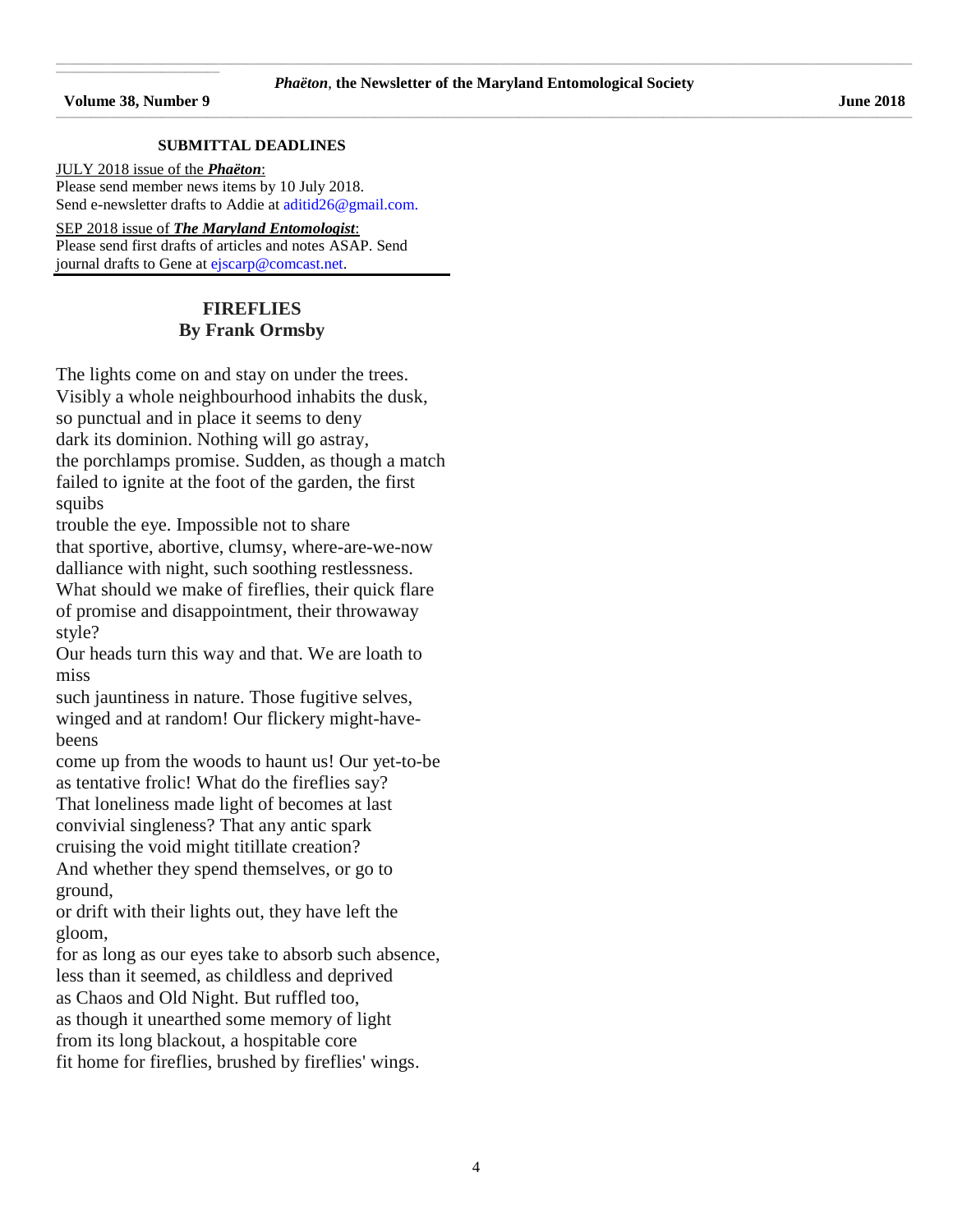**SUBMITTAL DEADLINES**

JULY 2018 issue of the ***Phaëton***:
Please send member news items by 10 July 2018.
Send e-newsletter drafts to Addie at aditid26@gmail.com.

SEP 2018 issue of ***The Maryland Entomologist***:
Please send first drafts of articles and notes ASAP. Send journal drafts to Gene at ejscarp@comcast.net.

## FIREFLIES
**By Frank Ormsby**

The lights come on and stay on under the trees.
Visibly a whole neighbourhood inhabits the dusk,
so punctual and in place it seems to deny
dark its dominion. Nothing will go astray,
the porchlamps promise. Sudden, as though a match
failed to ignite at the foot of the garden, the first squibs
trouble the eye. Impossible not to share
that sportive, abortive, clumsy, where-are-we-now
dalliance with night, such soothing restlessness.
What should we make of fireflies, their quick flare
of promise and disappointment, their throwaway style?
Our heads turn this way and that. We are loath to miss
such jauntiness in nature. Those fugitive selves,
winged and at random! Our flickery might-have-beens
come up from the woods to haunt us! Our yet-to-be
as tentative frolic! What do the fireflies say?
That loneliness made light of becomes at last
convivial singleness? That any antic spark
cruising the void might titillate creation?
And whether they spend themselves, or go to ground,
or drift with their lights out, they have left the gloom,
for as long as our eyes take to absorb such absence,
less than it seemed, as childless and deprived
as Chaos and Old Night. But ruffled too,
as though it unearthed some memory of light
from its long blackout, a hospitable core
fit home for fireflies, brushed by fireflies' wings.